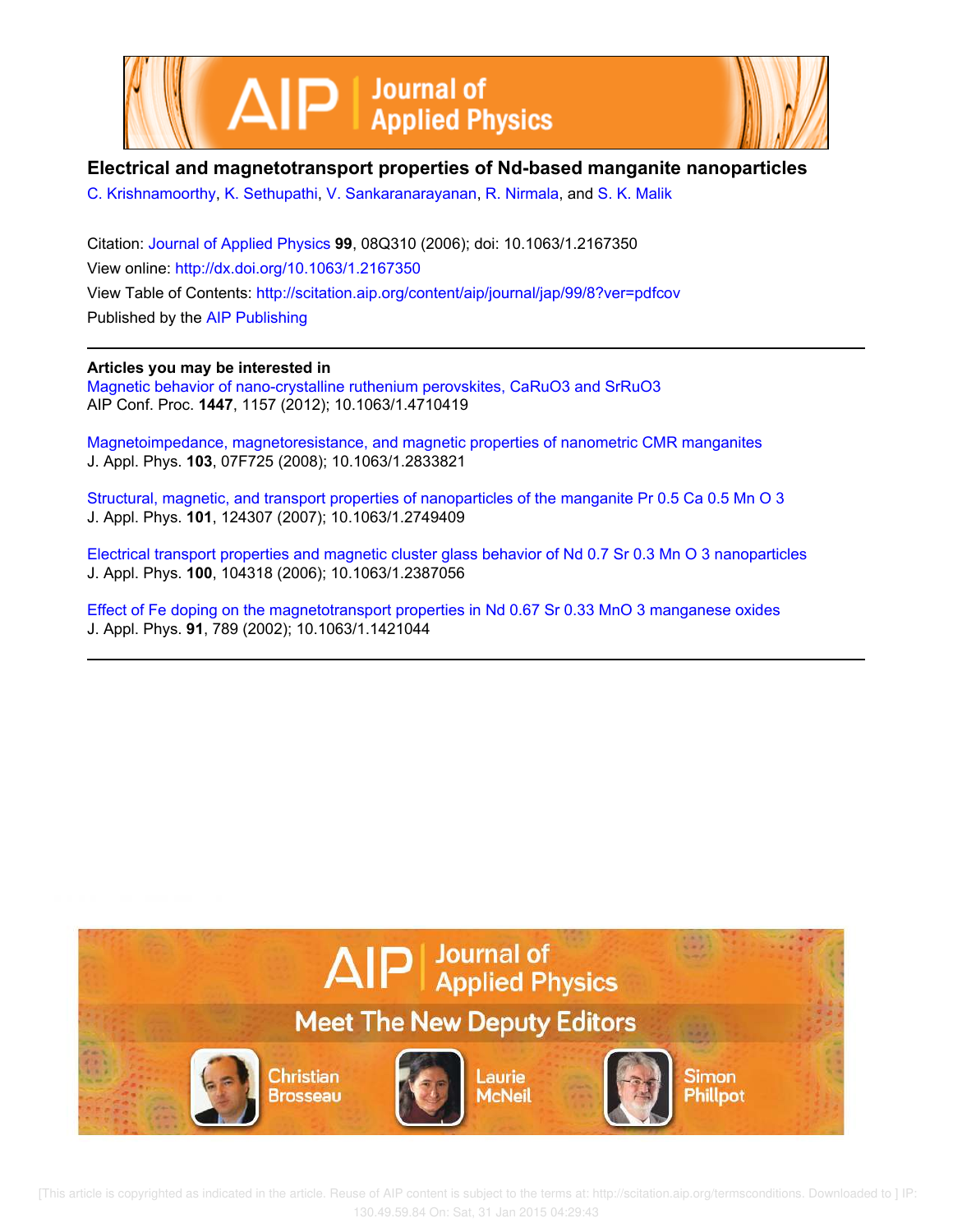# Electrical and magnetotransport properties of Nd-based manganite nanoparticles

C. Krishnamoorthy, K. Sethupathi, V. Sankaranarayanan, R. Nirmala, and S. K. Malik

Citation: Journal of Applied Physics **99**, 08Q310 (2006); doi: 10.1063/1.2167350

View online: http://dx.doi.org/10.1063/1.2167350

View Table of Contents: http://scitation.aip.org/content/aip/journal/jap/99/8?ver=pdfcov

Published by the AIP Publishing

---

**Articles you may be interested in**

Magnetic behavior of nano-crystalline ruthenium perovskites, $CaRuO_3$ and $SrRuO_3$
AIP Conf. Proc. **1447**, 1157 (2012); 10.1063/1.4710419

Magnetoimpedance, magnetoresistance, and magnetic properties of nanometric CMR manganites
J. Appl. Phys. **103**, 07F725 (2008); 10.1063/1.2833821

Structural, magnetic, and transport properties of nanoparticles of the manganite $Pr_{0.5}Ca_{0.5}MnO_3$
J. Appl. Phys. **101**, 124307 (2007); 10.1063/1.2749409

Electrical transport properties and magnetic cluster glass behavior of $Nd_{0.7}Sr_{0.3}MnO_3$ nanoparticles
J. Appl. Phys. **100**, 104318 (2006); 10.1063/1.2387056

Effect of Fe doping on the magnetotransport properties in $Nd_{0.67}Sr_{0.33}MnO_3$ manganese oxides
J. Appl. Phys. **91**, 789 (2002); 10.1063/1.1421044

---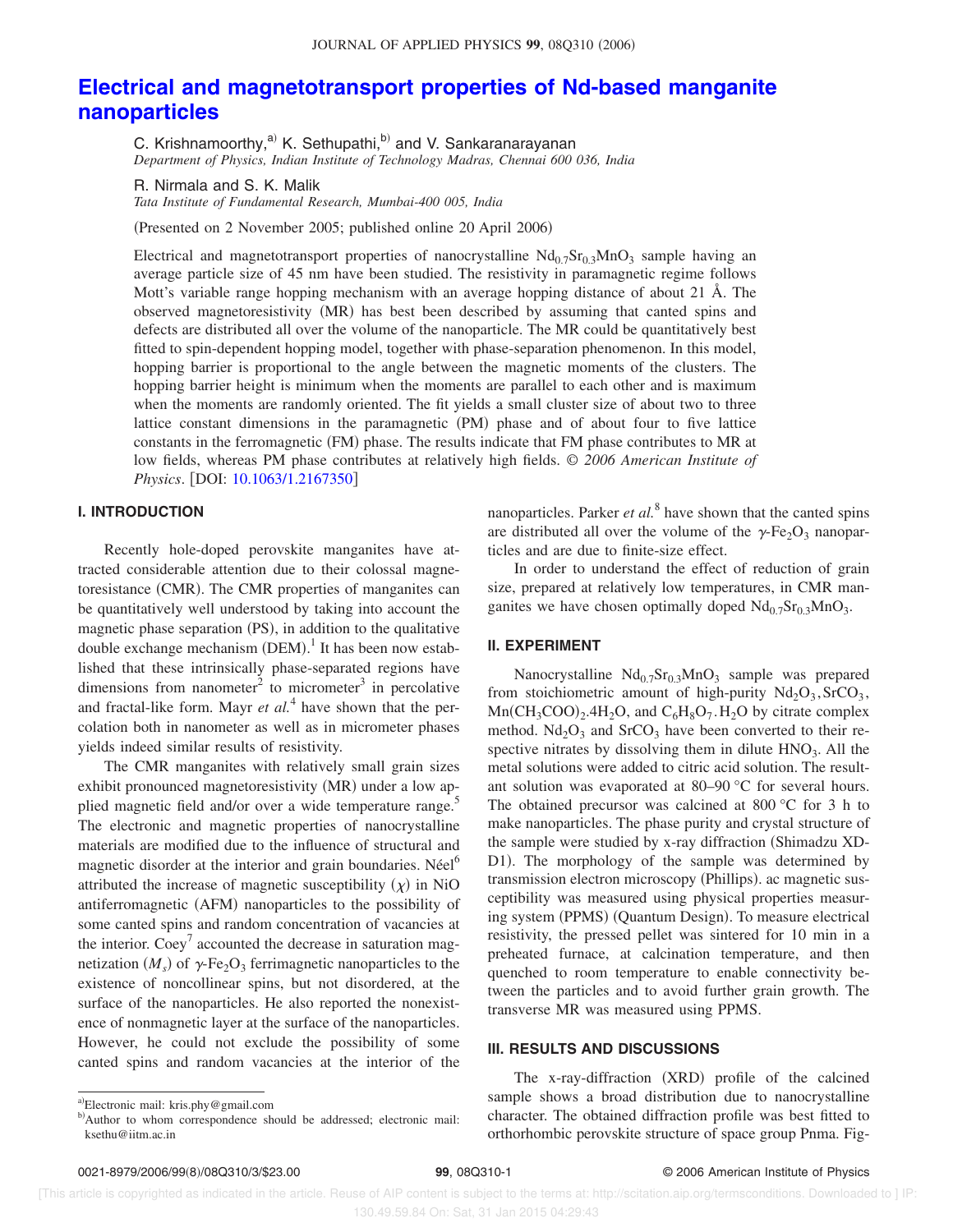# Electrical and magnetotransport properties of Nd-based manganite nanoparticles

C. Krishnamoorthy,[a] K. Sethupathi,[b] and V. Sankaranarayanan
*Department of Physics, Indian Institute of Technology Madras, Chennai 600 036, India*

R. Nirmala and S. K. Malik
*Tata Institute of Fundamental Research, Mumbai-400 005, India*

(Presented on 2 November 2005; published online 20 April 2006)

Electrical and magnetotransport properties of nanocrystalline $Nd_{0.7}Sr_{0.3}MnO_3$ sample having an average particle size of 45 nm have been studied. The resistivity in paramagnetic regime follows Mott's variable range hopping mechanism with an average hopping distance of about 21 Å. The observed magnetoresistivity (MR) has best been described by assuming that canted spins and defects are distributed all over the volume of the nanoparticle. The MR could be quantitatively best fitted to spin-dependent hopping model, together with phase-separation phenomenon. In this model, hopping barrier is proportional to the angle between the magnetic moments of the clusters. The hopping barrier height is minimum when the moments are parallel to each other and is maximum when the moments are randomly oriented. The fit yields a small cluster size of about two to three lattice constant dimensions in the paramagnetic (PM) phase and of about four to five lattice constants in the ferromagnetic (FM) phase. The results indicate that FM phase contributes to MR at low fields, whereas PM phase contributes at relatively high fields. © *2006 American Institute of Physics*. [DOI: 10.1063/1.2167350]

## I. INTRODUCTION

Recently hole-doped perovskite manganites have attracted considerable attention due to their colossal magnetoresistance (CMR). The CMR properties of manganites can be quantitatively well understood by taking into account the magnetic phase separation (PS), in addition to the qualitative double exchange mechanism (DEM).[1] It has been now established that these intrinsically phase-separated regions have dimensions from nanometer[2] to micrometer[3] in percolative and fractal-like form. Mayr *et al.*[4] have shown that the percolation both in nanometer as well as in micrometer phases yields indeed similar results of resistivity.

The CMR manganites with relatively small grain sizes exhibit pronounced magnetoresistivity (MR) under a low applied magnetic field and/or over a wide temperature range.[5] The electronic and magnetic properties of nanocrystalline materials are modified due to the influence of structural and magnetic disorder at the interior and grain boundaries. Néel[6] attributed the increase of magnetic susceptibility ($\chi$) in NiO antiferromagnetic (AFM) nanoparticles to the possibility of some canted spins and random concentration of vacancies at the interior. Coey[7] accounted the decrease in saturation magnetization ($M_s$) of $\gamma$-$Fe_2O_3$ ferrimagnetic nanoparticles to the existence of noncollinear spins, but not disordered, at the surface of the nanoparticles. He also reported the nonexistence of nonmagnetic layer at the surface of the nanoparticles. However, he could not exclude the possibility of some canted spins and random vacancies at the interior of the nanoparticles. Parker *et al.*[8] have shown that the canted spins are distributed all over the volume of the $\gamma$-$Fe_2O_3$ nanoparticles and are due to finite-size effect.

In order to understand the effect of reduction of grain size, prepared at relatively low temperatures, in CMR manganites we have chosen optimally doped $Nd_{0.7}Sr_{0.3}MnO_3$.

## II. EXPERIMENT

Nanocrystalline $Nd_{0.7}Sr_{0.3}MnO_3$ sample was prepared from stoichiometric amount of high-purity $Nd_2O_3$, $SrCO_3$, $Mn(CH_3COO)_2.4H_2O$, and $C_6H_8O_7.H_2O$ by citrate complex method. $Nd_2O_3$ and $SrCO_3$ have been converted to their respective nitrates by dissolving them in dilute $HNO_3$. All the metal solutions were added to citric acid solution. The resultant solution was evaporated at 80–90 °C for several hours. The obtained precursor was calcined at 800 °C for 3 h to make nanoparticles. The phase purity and crystal structure of the sample were studied by x-ray diffraction (Shimadzu XD-D1). The morphology of the sample was determined by transmission electron microscopy (Phillips). ac magnetic susceptibility was measured using physical properties measuring system (PPMS) (Quantum Design). To measure electrical resistivity, the pressed pellet was sintered for 10 min in a preheated furnace, at calcination temperature, and then quenched to room temperature to enable connectivity between the particles and to avoid further grain growth. The transverse MR was measured using PPMS.

## III. RESULTS AND DISCUSSIONS

The x-ray-diffraction (XRD) profile of the calcined sample shows a broad distribution due to nanocrystalline character. The obtained diffraction profile was best fitted to orthorhombic perovskite structure of space group Pnma. Fig-

[a] Electronic mail: kris.phy@gmail.com

[b] Author to whom correspondence should be addressed; electronic mail: ksethu@iitm.ac.in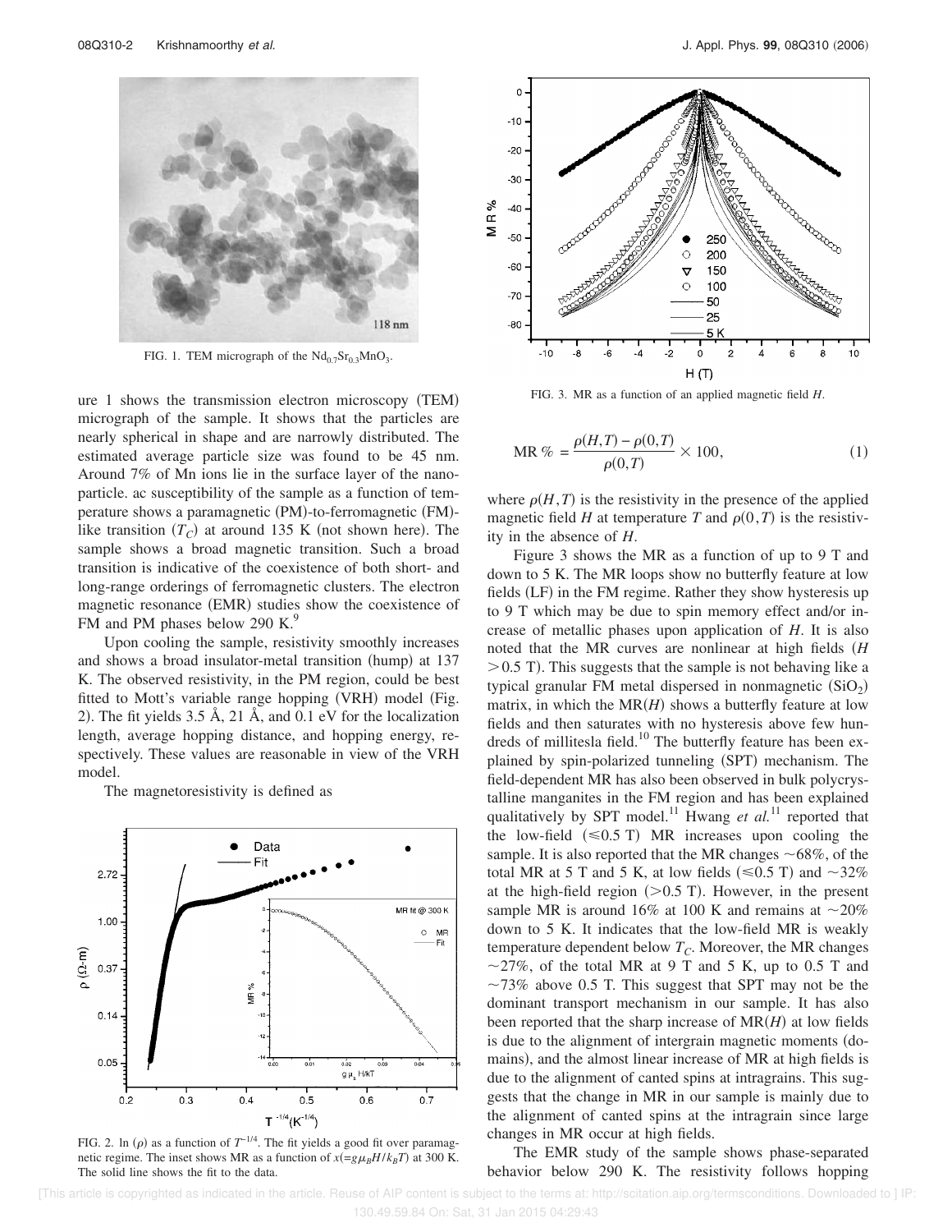FIG. 1. TEM micrograph of the $Nd_{0.7}Sr_{0.3}MnO_3$.

ure 1 shows the transmission electron microscopy (TEM) micrograph of the sample. It shows that the particles are nearly spherical in shape and are narrowly distributed. The estimated average particle size was found to be 45 nm. Around 7% of Mn ions lie in the surface layer of the nanoparticle. ac susceptibility of the sample as a function of temperature shows a paramagnetic (PM)-to-ferromagnetic (FM)-like transition ($T_C$) at around 135 K (not shown here). The sample shows a broad magnetic transition. Such a broad transition is indicative of the coexistence of both short- and long-range orderings of ferromagnetic clusters. The electron magnetic resonance (EMR) studies show the coexistence of FM and PM phases below 290 K.[9]

Upon cooling the sample, resistivity smoothly increases and shows a broad insulator-metal transition (hump) at 137 K. The observed resistivity, in the PM region, could be best fitted to Mott's variable range hopping (VRH) model (Fig. 2). The fit yields 3.5 Å, 21 Å, and 0.1 eV for the localization length, average hopping distance, and hopping energy, respectively. These values are reasonable in view of the VRH model.

The magnetoresistivity is defined as

FIG. 2. ln ($\rho$) as a function of $T^{-1/4}$. The fit yields a good fit over paramagnetic regime. The inset shows MR as a function of $x(=g\mu_B H/k_B T)$ at 300 K. The solid line shows the fit to the data.

FIG. 3. MR as a function of an applied magnetic field $H$.

$$\text{MR } \% = \frac{\rho(H,T) - \rho(0,T)}{\rho(0,T)} \times 100, \tag{1}$$

where $\rho(H,T)$ is the resistivity in the presence of the applied magnetic field $H$ at temperature $T$ and $\rho(0,T)$ is the resistivity in the absence of $H$.

Figure 3 shows the MR as a function of up to 9 T and down to 5 K. The MR loops show no butterfly feature at low fields (LF) in the FM regime. Rather they show hysteresis up to 9 T which may be due to spin memory effect and/or increase of metallic phases upon application of $H$. It is also noted that the MR curves are nonlinear at high fields ($H > 0.5$ T). This suggests that the sample is not behaving like a typical granular FM metal dispersed in nonmagnetic ($SiO_2$) matrix, in which the MR($H$) shows a butterfly feature at low fields and then saturates with no hysteresis above few hundreds of millitesla field.[10] The butterfly feature has been explained by spin-polarized tunneling (SPT) mechanism. The field-dependent MR has also been observed in bulk polycrystalline manganites in the FM region and has been explained qualitatively by SPT model.[11] Hwang *et al.*[11] reported that the low-field ($\leq 0.5$ T) MR increases upon cooling the sample. It is also reported that the MR changes ~68%, of the total MR at 5 T and 5 K, at low fields ($\leq 0.5$ T) and ~32% at the high-field region ($> 0.5$ T). However, in the present sample MR is around 16% at 100 K and remains at ~20% down to 5 K. It indicates that the low-field MR is weakly temperature dependent below $T_C$. Moreover, the MR changes ~27%, of the total MR at 9 T and 5 K, up to 0.5 T and ~73% above 0.5 T. This suggest that SPT may not be the dominant transport mechanism in our sample. It has also been reported that the sharp increase of MR($H$) at low fields is due to the alignment of intergrain magnetic moments (domains), and the almost linear increase of MR at high fields is due to the alignment of canted spins at intragrains. This suggests that the change in MR in our sample is mainly due to the alignment of canted spins at the intragrain since large changes in MR occur at high fields.

The EMR study of the sample shows phase-separated behavior below 290 K. The resistivity follows hopping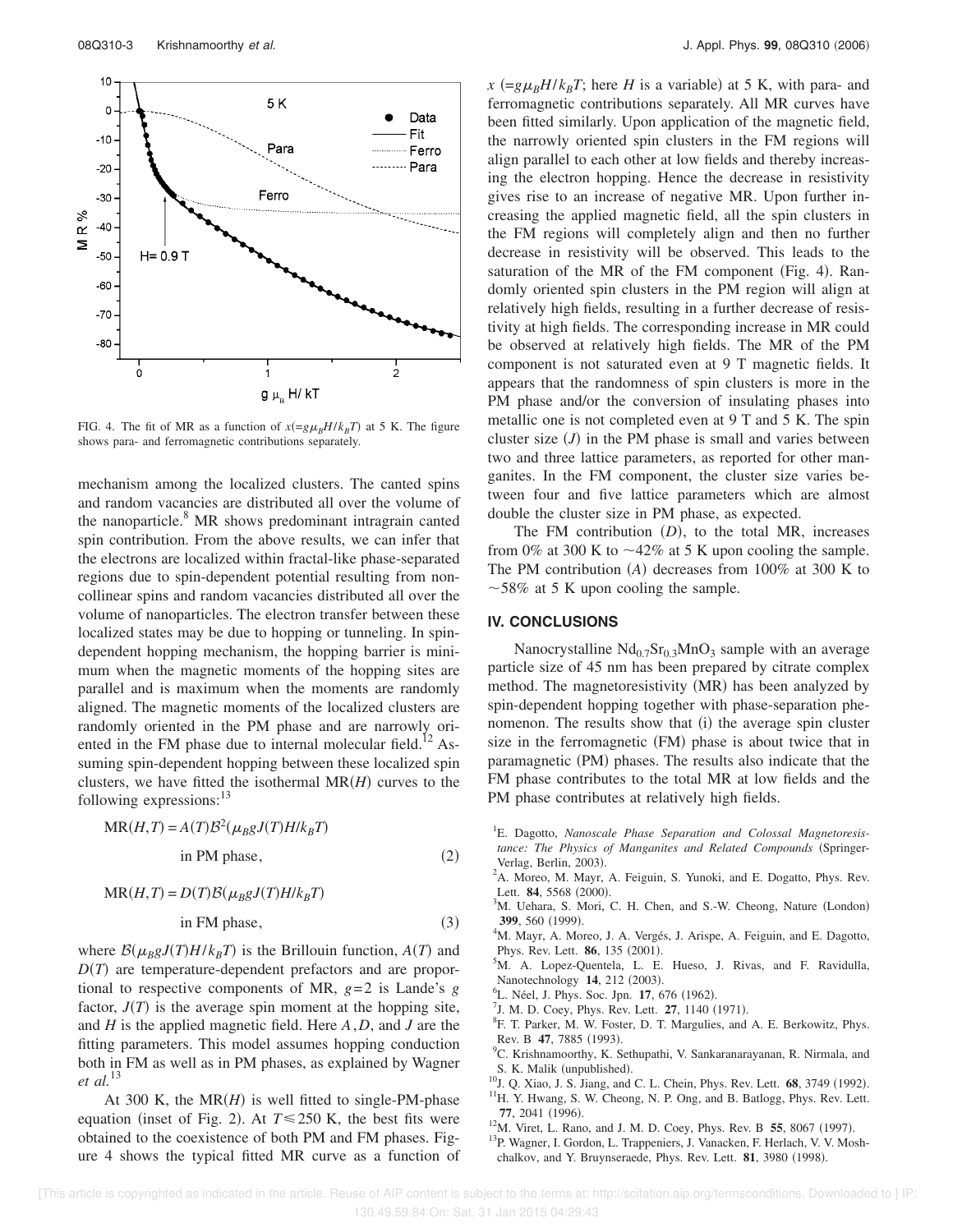5 K

Data

Fit

Ferro

Para

M R %

H= 0.9 T

Para

Ferro

$g\ \mu_B\ H/\ kT$

10

0

-10

-20

-30

-40

-50

-60

-70

-80

0

1

2

FIG. 4. The fit of MR as a function of $x(=g\mu_B H/k_B T)$ at 5 K. The figure shows para- and ferromagnetic contributions separately.

mechanism among the localized clusters. The canted spins and random vacancies are distributed all over the volume of the nanoparticle.[8] MR shows predominant intragrain canted spin contribution. From the above results, we can infer that the electrons are localized within fractal-like phase-separated regions due to spin-dependent potential resulting from noncollinear spins and random vacancies distributed all over the volume of nanoparticles. The electron transfer between these localized states may be due to hopping or tunneling. In spin-dependent hopping mechanism, the hopping barrier is minimum when the magnetic moments of the hopping sites are parallel and is maximum when the moments are randomly aligned. The magnetic moments of the localized clusters are randomly oriented in the PM phase and are narrowly oriented in the FM phase due to internal molecular field.[12] Assuming spin-dependent hopping between these localized spin clusters, we have fitted the isothermal $\mathrm{MR}(H)$ curves to the following expressions:[13]

$$\mathrm{MR}(H,T) = A(T)\mathcal{B}^2(\mu_B g J(T)H/k_B T) \quad \text{in PM phase,} \tag{2}$$

$$\mathrm{MR}(H,T) = D(T)\mathcal{B}(\mu_B g J(T)H/k_B T) \quad \text{in FM phase,} \tag{3}$$

where $\mathcal{B}(\mu_B g J(T)H/k_B T)$ is the Brillouin function, $A(T)$ and $D(T)$ are temperature-dependent prefactors and are proportional to respective components of MR, $g=2$ is Lande's $g$ factor, $J(T)$ is the average spin moment at the hopping site, and $H$ is the applied magnetic field. Here $A$, $D$, and $J$ are the fitting parameters. This model assumes hopping conduction both in FM as well as in PM phases, as explained by Wagner *et al.*[13]

At 300 K, the $\mathrm{MR}(H)$ is well fitted to single-PM-phase equation (inset of Fig. 2). At $T \leqslant 250$ K, the best fits were obtained to the coexistence of both PM and FM phases. Figure 4 shows the typical fitted MR curve as a function of $x$ ($=g\mu_B H/k_B T$; here $H$ is a variable) at 5 K, with para- and ferromagnetic contributions separately. All MR curves have been fitted similarly. Upon application of the magnetic field, the narrowly oriented spin clusters in the FM regions will align parallel to each other at low fields and thereby increasing the electron hopping. Hence the decrease in resistivity gives rise to an increase of negative MR. Upon further increasing the applied magnetic field, all the spin clusters in the FM regions will completely align and then no further decrease in resistivity will be observed. This leads to the saturation of the MR of the FM component (Fig. 4). Randomly oriented spin clusters in the PM region will align at relatively high fields, resulting in a further decrease of resistivity at high fields. The corresponding increase in MR could be observed at relatively high fields. The MR of the PM component is not saturated even at 9 T magnetic fields. It appears that the randomness of spin clusters is more in the PM phase and/or the conversion of insulating phases into metallic one is not completed even at 9 T and 5 K. The spin cluster size ($J$) in the PM phase is small and varies between two and three lattice parameters, as reported for other manganites. In the FM component, the cluster size varies between four and five lattice parameters which are almost double the cluster size in PM phase, as expected.

The FM contribution ($D$), to the total MR, increases from 0% at 300 K to ~42% at 5 K upon cooling the sample. The PM contribution ($A$) decreases from 100% at 300 K to ~58% at 5 K upon cooling the sample.

## IV. CONCLUSIONS

Nanocrystalline $Nd_{0.7}Sr_{0.3}MnO_3$ sample with an average particle size of 45 nm has been prepared by citrate complex method. The magnetoresistivity (MR) has been analyzed by spin-dependent hopping together with phase-separation phenomenon. The results show that (i) the average spin cluster size in the ferromagnetic (FM) phase is about twice that in paramagnetic (PM) phases. The results also indicate that the FM phase contributes to the total MR at low fields and the PM phase contributes at relatively high fields.

[1] E. Dagotto, *Nanoscale Phase Separation and Colossal Magnetoresistance: The Physics of Manganites and Related Compounds* (Springer-Verlag, Berlin, 2003).
[2] A. Moreo, M. Mayr, A. Feiguin, S. Yunoki, and E. Dogatto, Phys. Rev. Lett. **84**, 5568 (2000).
[3] M. Uehara, S. Mori, C. H. Chen, and S.-W. Cheong, Nature (London) **399**, 560 (1999).
[4] M. Mayr, A. Moreo, J. A. Vergés, J. Arispe, A. Feiguin, and E. Dagotto, Phys. Rev. Lett. **86**, 135 (2001).
[5] M. A. Lopez-Quentela, L. E. Hueso, J. Rivas, and F. Ravidulla, Nanotechnology **14**, 212 (2003).
[6] L. Néel, J. Phys. Soc. Jpn. **17**, 676 (1962).
[7] J. M. D. Coey, Phys. Rev. Lett. **27**, 1140 (1971).
[8] F. T. Parker, M. W. Foster, D. T. Margulies, and A. E. Berkowitz, Phys. Rev. B **47**, 7885 (1993).
[9] C. Krishnamoorthy, K. Sethupathi, V. Sankaranarayanan, R. Nirmala, and S. K. Malik (unpublished).
[10] J. Q. Xiao, J. S. Jiang, and C. L. Chein, Phys. Rev. Lett. **68**, 3749 (1992).
[11] H. Y. Hwang, S. W. Cheong, N. P. Ong, and B. Batlogg, Phys. Rev. Lett. **77**, 2041 (1996).
[12] M. Viret, L. Rano, and J. M. D. Coey, Phys. Rev. B **55**, 8067 (1997).
[13] P. Wagner, I. Gordon, L. Trappeniers, J. Vanacken, F. Herlach, V. V. Moshchalkov, and Y. Bruynseraede, Phys. Rev. Lett. **81**, 3980 (1998).